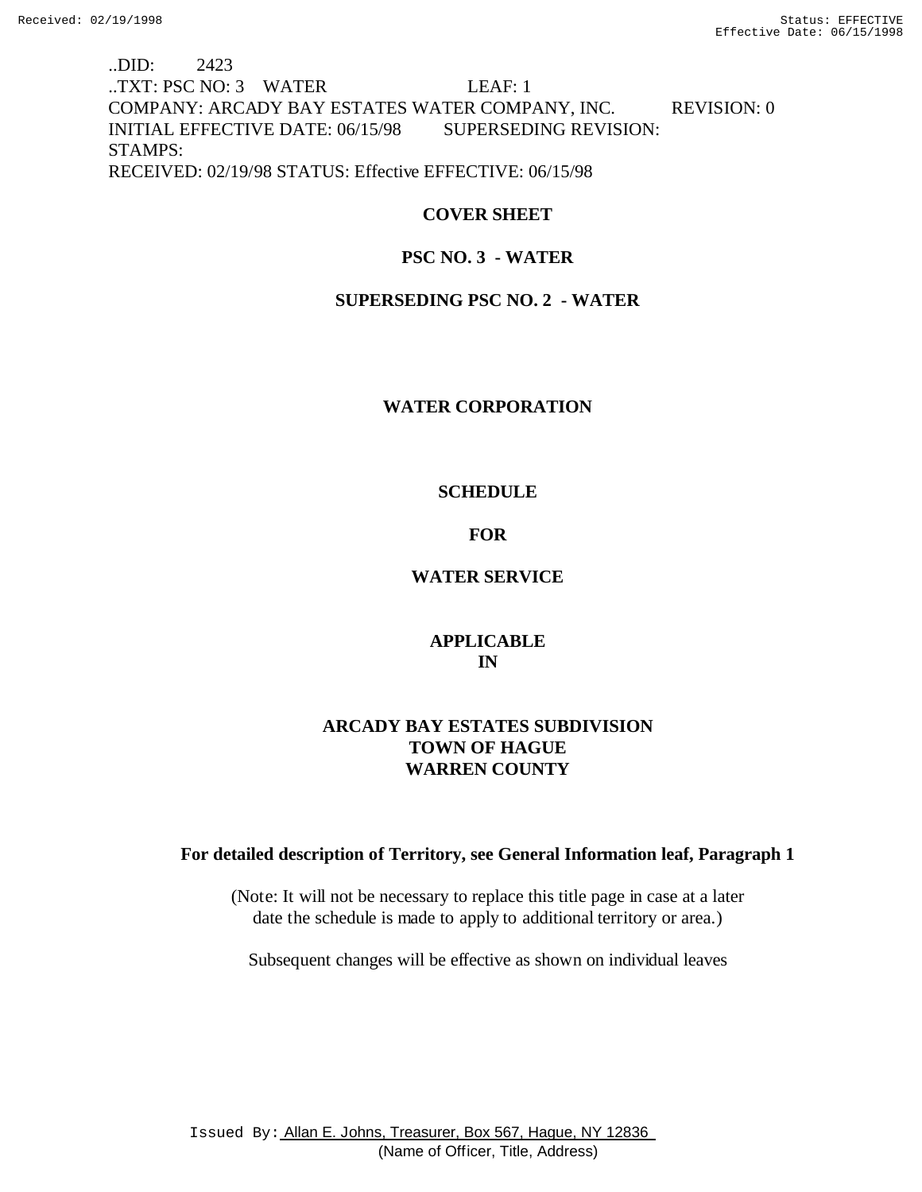..DID: 2423
..TXT: PSC NO: 3 WATER LEAF: 1
COMPANY: ARCADY BAY ESTATES WATER COMPANY, INC. REVISION: 0
INITIAL EFFECTIVE DATE: 06/15/98 SUPERSEDING REVISION:
STAMPS:
RECEIVED: 02/19/98 STATUS: Effective EFFECTIVE: 06/15/98

**COVER SHEET**

**PSC NO. 3 - WATER**

**SUPERSEDING PSC NO. 2 - WATER**

**WATER CORPORATION**

**SCHEDULE**

**FOR**

**WATER SERVICE**

**APPLICABLE IN**

**ARCADY BAY ESTATES SUBDIVISION**
**TOWN OF HAGUE**
**WARREN COUNTY**

**For detailed description of Territory, see General Information leaf, Paragraph 1**

(Note: It will not be necessary to replace this title page in case at a later date the schedule is made to apply to additional territory or area.)

Subsequent changes will be effective as shown on individual leaves

Issued By: Allan E. Johns, Treasurer, Box 567, Hague, NY 12836
(Name of Officer, Title, Address)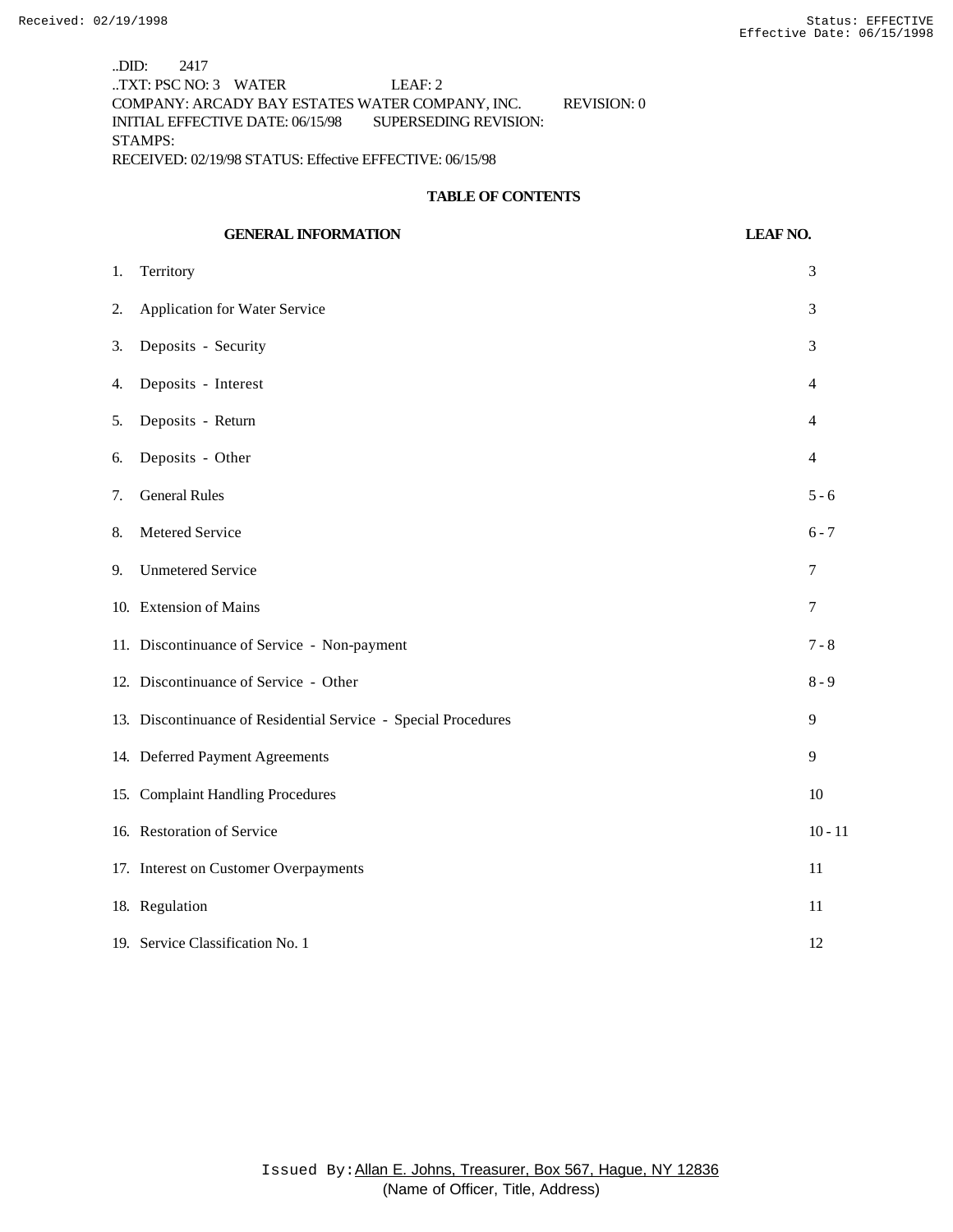..DID: 2417
..TXT: PSC NO: 3 WATER LEAF: 2
COMPANY: ARCADY BAY ESTATES WATER COMPANY, INC. REVISION: 0
INITIAL EFFECTIVE DATE: 06/15/98 SUPERSEDING REVISION:
STAMPS:
RECEIVED: 02/19/98 STATUS: Effective EFFECTIVE: 06/15/98

## TABLE OF CONTENTS

| GENERAL INFORMATION | LEAF NO. |
|---|---|
| 1. Territory | 3 |
| 2. Application for Water Service | 3 |
| 3. Deposits - Security | 3 |
| 4. Deposits - Interest | 4 |
| 5. Deposits - Return | 4 |
| 6. Deposits - Other | 4 |
| 7. General Rules | 5 - 6 |
| 8. Metered Service | 6 - 7 |
| 9. Unmetered Service | 7 |
| 10. Extension of Mains | 7 |
| 11. Discontinuance of Service - Non-payment | 7 - 8 |
| 12. Discontinuance of Service - Other | 8 - 9 |
| 13. Discontinuance of Residential Service - Special Procedures | 9 |
| 14. Deferred Payment Agreements | 9 |
| 15. Complaint Handling Procedures | 10 |
| 16. Restoration of Service | 10 - 11 |
| 17. Interest on Customer Overpayments | 11 |
| 18. Regulation | 11 |
| 19. Service Classification No. 1 | 12 |

Issued By: Allan E. Johns, Treasurer, Box 567, Hague, NY 12836
(Name of Officer, Title, Address)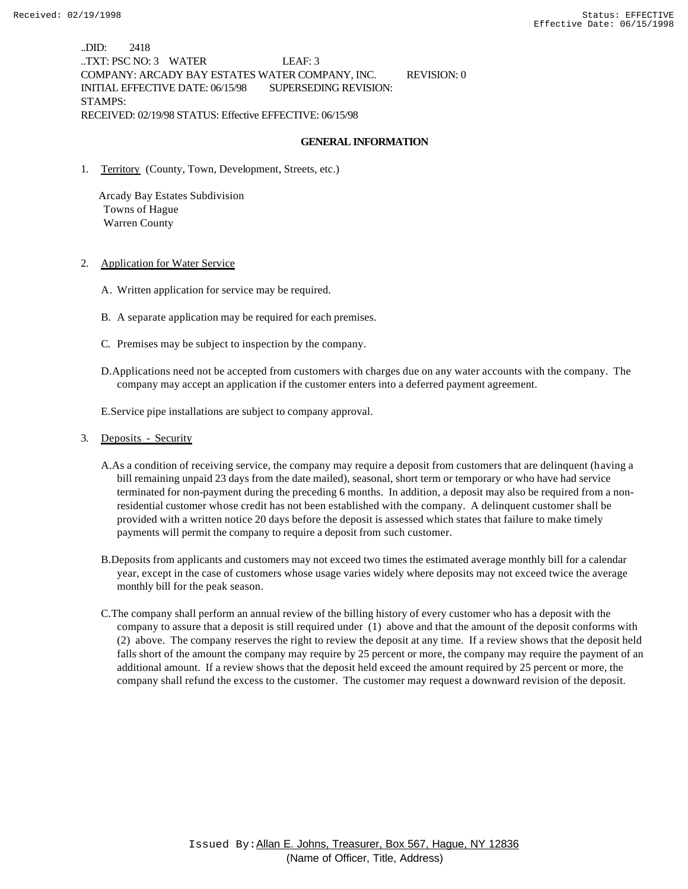..DID: 2418
..TXT: PSC NO: 3 WATER LEAF: 3
COMPANY: ARCADY BAY ESTATES WATER COMPANY, INC. REVISION: 0
INITIAL EFFECTIVE DATE: 06/15/98 SUPERSEDING REVISION:
STAMPS:
RECEIVED: 02/19/98 STATUS: Effective EFFECTIVE: 06/15/98

## GENERAL INFORMATION

1. Territory (County, Town, Development, Streets, etc.)

   Arcady Bay Estates Subdivision
   Towns of Hague
   Warren County

2. Application for Water Service

   A. Written application for service may be required.

   B. A separate application may be required for each premises.

   C. Premises may be subject to inspection by the company.

   D. Applications need not be accepted from customers with charges due on any water accounts with the company. The company may accept an application if the customer enters into a deferred payment agreement.

   E. Service pipe installations are subject to company approval.

3. Deposits - Security

   A. As a condition of receiving service, the company may require a deposit from customers that are delinquent (having a bill remaining unpaid 23 days from the date mailed), seasonal, short term or temporary or who have had service terminated for non-payment during the preceding 6 months. In addition, a deposit may also be required from a non-residential customer whose credit has not been established with the company. A delinquent customer shall be provided with a written notice 20 days before the deposit is assessed which states that failure to make timely payments will permit the company to require a deposit from such customer.

   B. Deposits from applicants and customers may not exceed two times the estimated average monthly bill for a calendar year, except in the case of customers whose usage varies widely where deposits may not exceed twice the average monthly bill for the peak season.

   C. The company shall perform an annual review of the billing history of every customer who has a deposit with the company to assure that a deposit is still required under (1) above and that the amount of the deposit conforms with (2) above. The company reserves the right to review the deposit at any time. If a review shows that the deposit held falls short of the amount the company may require by 25 percent or more, the company may require the payment of an additional amount. If a review shows that the deposit held exceed the amount required by 25 percent or more, the company shall refund the excess to the customer. The customer may request a downward revision of the deposit.

Issued By: Allan E. Johns, Treasurer, Box 567, Hague, NY 12836
(Name of Officer, Title, Address)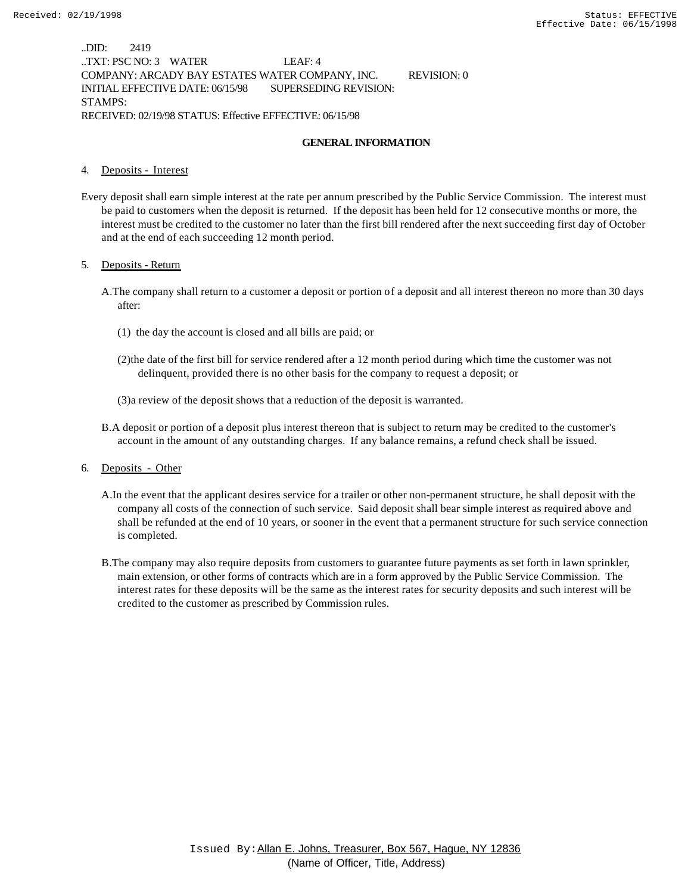..DID: 2419
..TXT: PSC NO: 3 WATER LEAF: 4
COMPANY: ARCADY BAY ESTATES WATER COMPANY, INC. REVISION: 0
INITIAL EFFECTIVE DATE: 06/15/98 SUPERSEDING REVISION:
STAMPS:
RECEIVED: 02/19/98 STATUS: Effective EFFECTIVE: 06/15/98

## GENERAL INFORMATION

4. Deposits - Interest

Every deposit shall earn simple interest at the rate per annum prescribed by the Public Service Commission. The interest must be paid to customers when the deposit is returned. If the deposit has been held for 12 consecutive months or more, the interest must be credited to the customer no later than the first bill rendered after the next succeeding first day of October and at the end of each succeeding 12 month period.

5. Deposits - Return

A. The company shall return to a customer a deposit or portion of a deposit and all interest thereon no more than 30 days after:

(1) the day the account is closed and all bills are paid; or

(2) the date of the first bill for service rendered after a 12 month period during which time the customer was not delinquent, provided there is no other basis for the company to request a deposit; or

(3) a review of the deposit shows that a reduction of the deposit is warranted.

B. A deposit or portion of a deposit plus interest thereon that is subject to return may be credited to the customer's account in the amount of any outstanding charges. If any balance remains, a refund check shall be issued.

6. Deposits - Other

A. In the event that the applicant desires service for a trailer or other non-permanent structure, he shall deposit with the company all costs of the connection of such service. Said deposit shall bear simple interest as required above and shall be refunded at the end of 10 years, or sooner in the event that a permanent structure for such service connection is completed.

B. The company may also require deposits from customers to guarantee future payments as set forth in lawn sprinkler, main extension, or other forms of contracts which are in a form approved by the Public Service Commission. The interest rates for these deposits will be the same as the interest rates for security deposits and such interest will be credited to the customer as prescribed by Commission rules.

Issued By: Allan E. Johns, Treasurer, Box 567, Hague, NY 12836
(Name of Officer, Title, Address)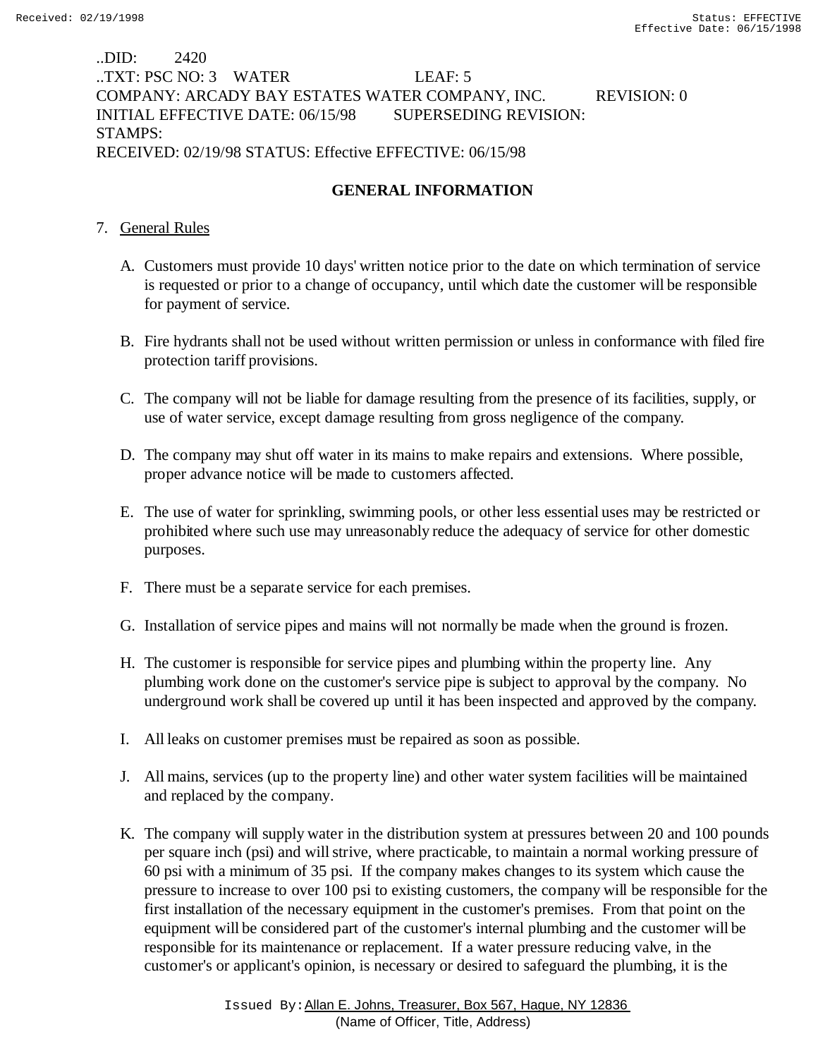..DID: 2420
..TXT: PSC NO: 3 WATER LEAF: 5
COMPANY: ARCADY BAY ESTATES WATER COMPANY, INC. REVISION: 0
INITIAL EFFECTIVE DATE: 06/15/98 SUPERSEDING REVISION:
STAMPS:
RECEIVED: 02/19/98 STATUS: Effective EFFECTIVE: 06/15/98

## GENERAL INFORMATION

7. General Rules

   A. Customers must provide 10 days' written notice prior to the date on which termination of service is requested or prior to a change of occupancy, until which date the customer will be responsible for payment of service.

   B. Fire hydrants shall not be used without written permission or unless in conformance with filed fire protection tariff provisions.

   C. The company will not be liable for damage resulting from the presence of its facilities, supply, or use of water service, except damage resulting from gross negligence of the company.

   D. The company may shut off water in its mains to make repairs and extensions. Where possible, proper advance notice will be made to customers affected.

   E. The use of water for sprinkling, swimming pools, or other less essential uses may be restricted or prohibited where such use may unreasonably reduce the adequacy of service for other domestic purposes.

   F. There must be a separate service for each premises.

   G. Installation of service pipes and mains will not normally be made when the ground is frozen.

   H. The customer is responsible for service pipes and plumbing within the property line. Any plumbing work done on the customer's service pipe is subject to approval by the company. No underground work shall be covered up until it has been inspected and approved by the company.

   I. All leaks on customer premises must be repaired as soon as possible.

   J. All mains, services (up to the property line) and other water system facilities will be maintained and replaced by the company.

   K. The company will supply water in the distribution system at pressures between 20 and 100 pounds per square inch (psi) and will strive, where practicable, to maintain a normal working pressure of 60 psi with a minimum of 35 psi. If the company makes changes to its system which cause the pressure to increase to over 100 psi to existing customers, the company will be responsible for the first installation of the necessary equipment in the customer's premises. From that point on the equipment will be considered part of the customer's internal plumbing and the customer will be responsible for its maintenance or replacement. If a water pressure reducing valve, in the customer's or applicant's opinion, is necessary or desired to safeguard the plumbing, it is the

Issued By: Allan E. Johns, Treasurer, Box 567, Hague, NY 12836
(Name of Officer, Title, Address)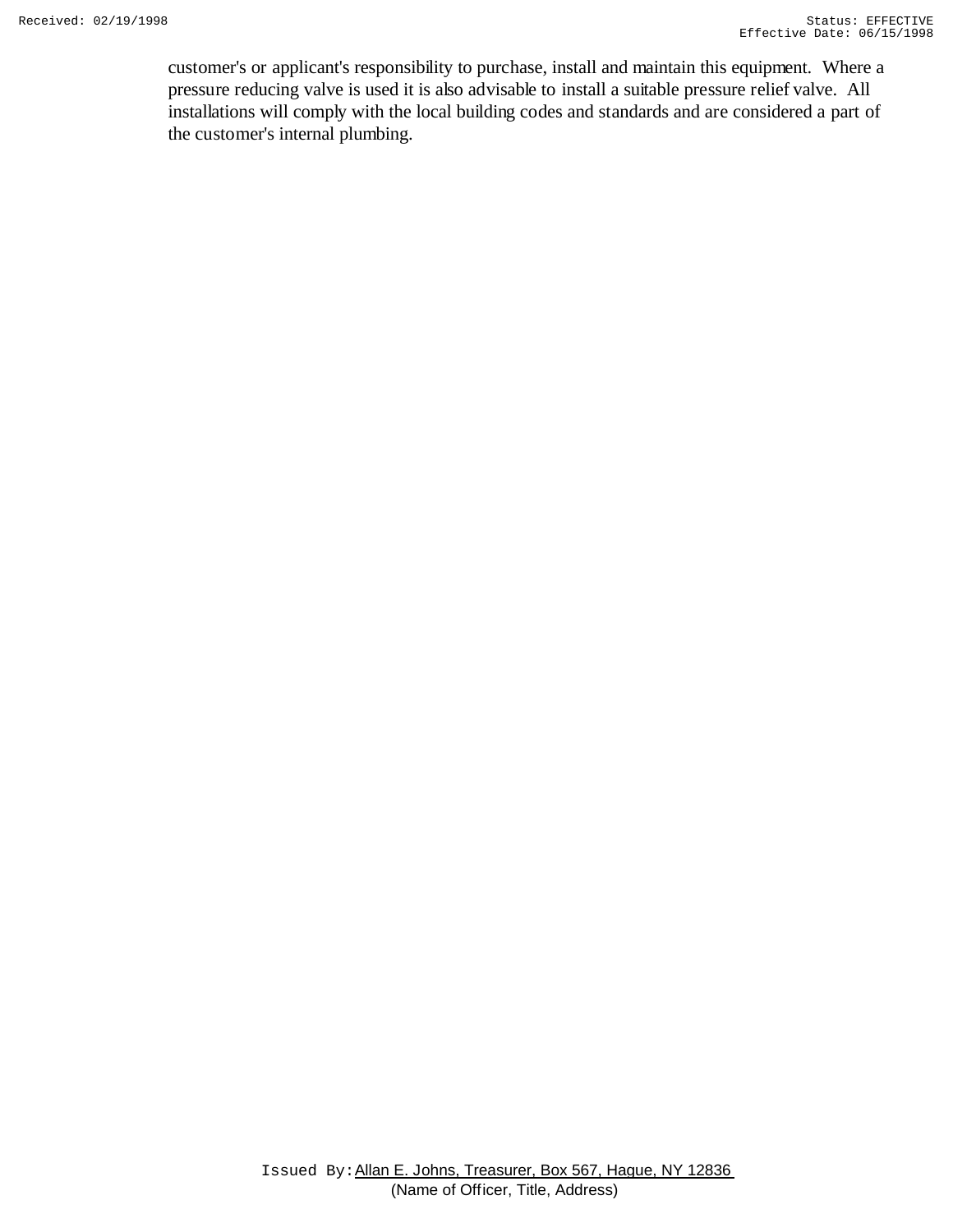customer's or applicant's responsibility to purchase, install and maintain this equipment. Where a pressure reducing valve is used it is also advisable to install a suitable pressure relief valve. All installations will comply with the local building codes and standards and are considered a part of the customer's internal plumbing.

Issued By: Allan E. Johns, Treasurer, Box 567, Hague, NY 12836
(Name of Officer, Title, Address)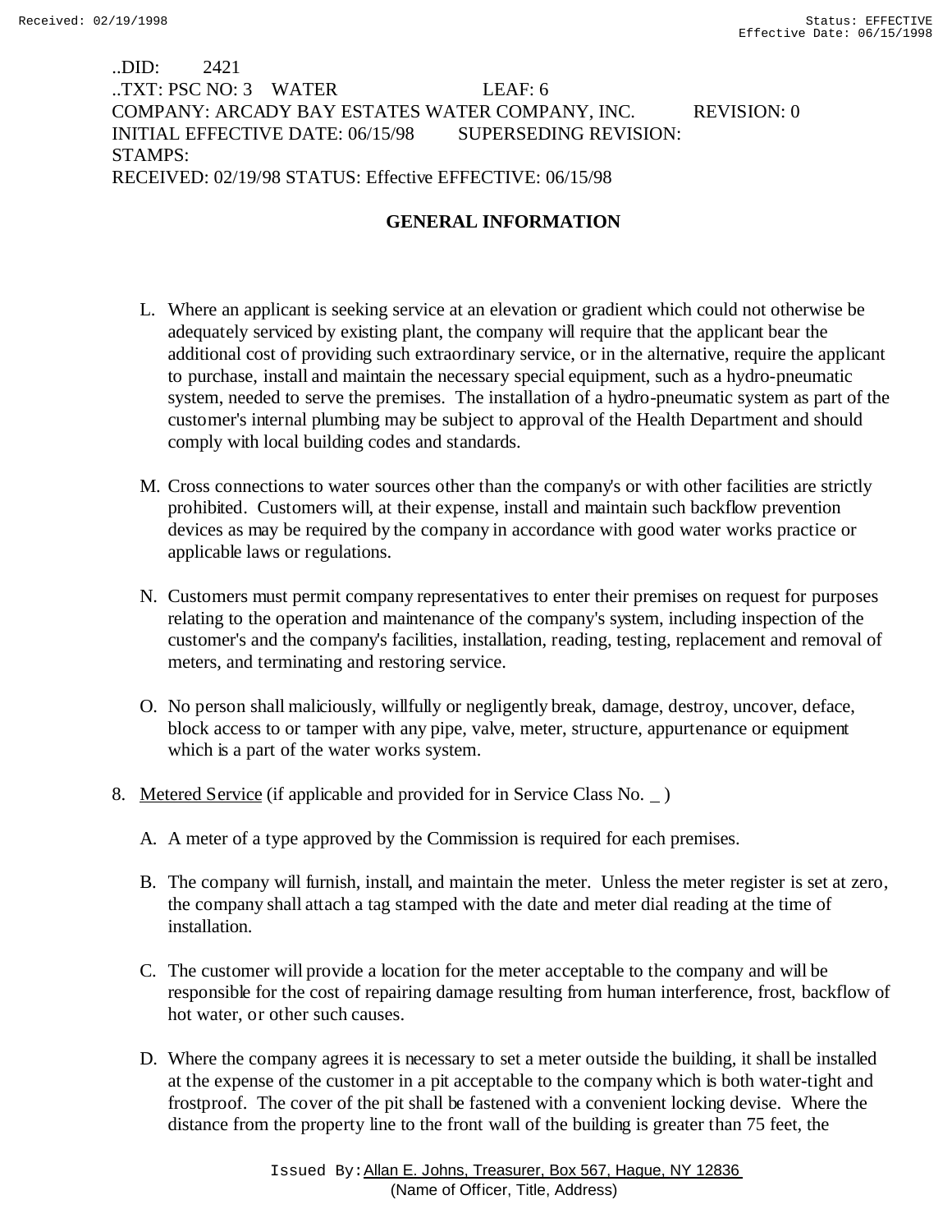..DID: 2421
..TXT: PSC NO: 3 WATER LEAF: 6
COMPANY: ARCADY BAY ESTATES WATER COMPANY, INC. REVISION: 0
INITIAL EFFECTIVE DATE: 06/15/98 SUPERSEDING REVISION:
STAMPS:
RECEIVED: 02/19/98 STATUS: Effective EFFECTIVE: 06/15/98

## GENERAL INFORMATION

L. Where an applicant is seeking service at an elevation or gradient which could not otherwise be adequately serviced by existing plant, the company will require that the applicant bear the additional cost of providing such extraordinary service, or in the alternative, require the applicant to purchase, install and maintain the necessary special equipment, such as a hydro-pneumatic system, needed to serve the premises. The installation of a hydro-pneumatic system as part of the customer's internal plumbing may be subject to approval of the Health Department and should comply with local building codes and standards.

M. Cross connections to water sources other than the company's or with other facilities are strictly prohibited. Customers will, at their expense, install and maintain such backflow prevention devices as may be required by the company in accordance with good water works practice or applicable laws or regulations.

N. Customers must permit company representatives to enter their premises on request for purposes relating to the operation and maintenance of the company's system, including inspection of the customer's and the company's facilities, installation, reading, testing, replacement and removal of meters, and terminating and restoring service.

O. No person shall maliciously, willfully or negligently break, damage, destroy, uncover, deface, block access to or tamper with any pipe, valve, meter, structure, appurtenance or equipment which is a part of the water works system.

8. Metered Service (if applicable and provided for in Service Class No. _ )

   A. A meter of a type approved by the Commission is required for each premises.

   B. The company will furnish, install, and maintain the meter. Unless the meter register is set at zero, the company shall attach a tag stamped with the date and meter dial reading at the time of installation.

   C. The customer will provide a location for the meter acceptable to the company and will be responsible for the cost of repairing damage resulting from human interference, frost, backflow of hot water, or other such causes.

   D. Where the company agrees it is necessary to set a meter outside the building, it shall be installed at the expense of the customer in a pit acceptable to the company which is both water-tight and frostproof. The cover of the pit shall be fastened with a convenient locking devise. Where the distance from the property line to the front wall of the building is greater than 75 feet, the

Issued By: Allan E. Johns, Treasurer, Box 567, Hague, NY 12836
(Name of Officer, Title, Address)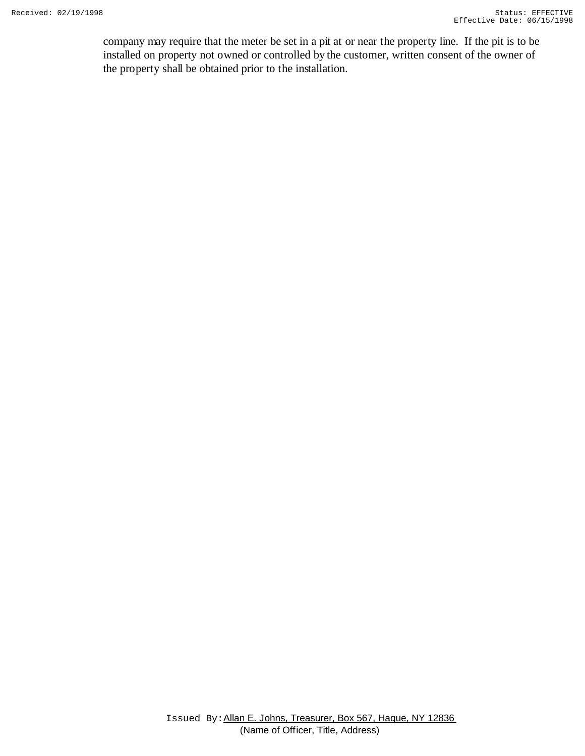company may require that the meter be set in a pit at or near the property line. If the pit is to be installed on property not owned or controlled by the customer, written consent of the owner of the property shall be obtained prior to the installation.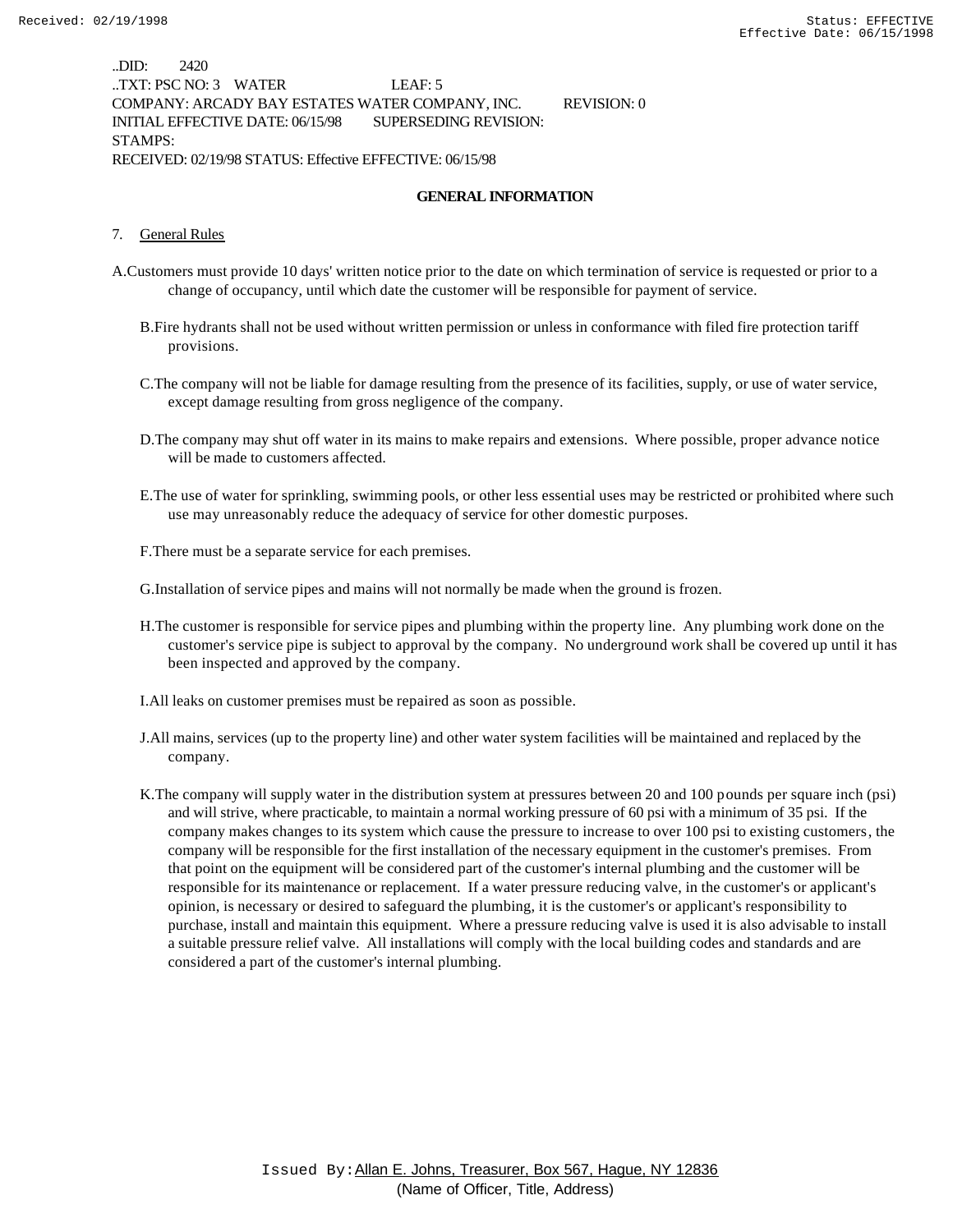..DID: 2420
..TXT: PSC NO: 3 WATER LEAF: 5
COMPANY: ARCADY BAY ESTATES WATER COMPANY, INC. REVISION: 0
INITIAL EFFECTIVE DATE: 06/15/98 SUPERSEDING REVISION:
STAMPS:
RECEIVED: 02/19/98 STATUS: Effective EFFECTIVE: 06/15/98

## GENERAL INFORMATION

7. General Rules

A. Customers must provide 10 days' written notice prior to the date on which termination of service is requested or prior to a change of occupancy, until which date the customer will be responsible for payment of service.

B. Fire hydrants shall not be used without written permission or unless in conformance with filed fire protection tariff provisions.

C. The company will not be liable for damage resulting from the presence of its facilities, supply, or use of water service, except damage resulting from gross negligence of the company.

D. The company may shut off water in its mains to make repairs and extensions. Where possible, proper advance notice will be made to customers affected.

E. The use of water for sprinkling, swimming pools, or other less essential uses may be restricted or prohibited where such use may unreasonably reduce the adequacy of service for other domestic purposes.

F. There must be a separate service for each premises.

G. Installation of service pipes and mains will not normally be made when the ground is frozen.

H. The customer is responsible for service pipes and plumbing within the property line. Any plumbing work done on the customer's service pipe is subject to approval by the company. No underground work shall be covered up until it has been inspected and approved by the company.

I. All leaks on customer premises must be repaired as soon as possible.

J. All mains, services (up to the property line) and other water system facilities will be maintained and replaced by the company.

K. The company will supply water in the distribution system at pressures between 20 and 100 pounds per square inch (psi) and will strive, where practicable, to maintain a normal working pressure of 60 psi with a minimum of 35 psi. If the company makes changes to its system which cause the pressure to increase to over 100 psi to existing customers, the company will be responsible for the first installation of the necessary equipment in the customer's premises. From that point on the equipment will be considered part of the customer's internal plumbing and the customer will be responsible for its maintenance or replacement. If a water pressure reducing valve, in the customer's or applicant's opinion, is necessary or desired to safeguard the plumbing, it is the customer's or applicant's responsibility to purchase, install and maintain this equipment. Where a pressure reducing valve is used it is also advisable to install a suitable pressure relief valve. All installations will comply with the local building codes and standards and are considered a part of the customer's internal plumbing.

Issued By: Allan E. Johns, Treasurer, Box 567, Hague, NY 12836
(Name of Officer, Title, Address)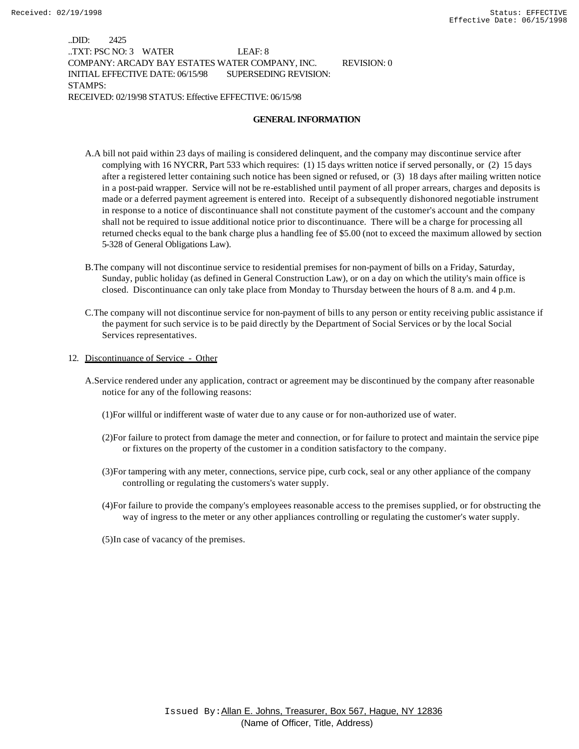..DID: 2425
..TXT: PSC NO: 3 WATER LEAF: 8
COMPANY: ARCADY BAY ESTATES WATER COMPANY, INC. REVISION: 0
INITIAL EFFECTIVE DATE: 06/15/98 SUPERSEDING REVISION:
STAMPS:
RECEIVED: 02/19/98 STATUS: Effective EFFECTIVE: 06/15/98

**GENERAL INFORMATION**

A. A bill not paid within 23 days of mailing is considered delinquent, and the company may discontinue service after complying with 16 NYCRR, Part 533 which requires: (1) 15 days written notice if served personally, or (2) 15 days after a registered letter containing such notice has been signed or refused, or (3) 18 days after mailing written notice in a post-paid wrapper. Service will not be re-established until payment of all proper arrears, charges and deposits is made or a deferred payment agreement is entered into. Receipt of a subsequently dishonored negotiable instrument in response to a notice of discontinuance shall not constitute payment of the customer's account and the company shall not be required to issue additional notice prior to discontinuance. There will be a charge for processing all returned checks equal to the bank charge plus a handling fee of $5.00 (not to exceed the maximum allowed by section 5-328 of General Obligations Law).

B. The company will not discontinue service to residential premises for non-payment of bills on a Friday, Saturday, Sunday, public holiday (as defined in General Construction Law), or on a day on which the utility's main office is closed. Discontinuance can only take place from Monday to Thursday between the hours of 8 a.m. and 4 p.m.

C. The company will not discontinue service for non-payment of bills to any person or entity receiving public assistance if the payment for such service is to be paid directly by the Department of Social Services or by the local Social Services representatives.

12. Discontinuance of Service - Other

A. Service rendered under any application, contract or agreement may be discontinued by the company after reasonable notice for any of the following reasons:

(1) For willful or indifferent waste of water due to any cause or for non-authorized use of water.

(2) For failure to protect from damage the meter and connection, or for failure to protect and maintain the service pipe or fixtures on the property of the customer in a condition satisfactory to the company.

(3) For tampering with any meter, connections, service pipe, curb cock, seal or any other appliance of the company controlling or regulating the customers's water supply.

(4) For failure to provide the company's employees reasonable access to the premises supplied, or for obstructing the way of ingress to the meter or any other appliances controlling or regulating the customer's water supply.

(5) In case of vacancy of the premises.

Issued By: Allan E. Johns, Treasurer, Box 567, Hague, NY 12836
(Name of Officer, Title, Address)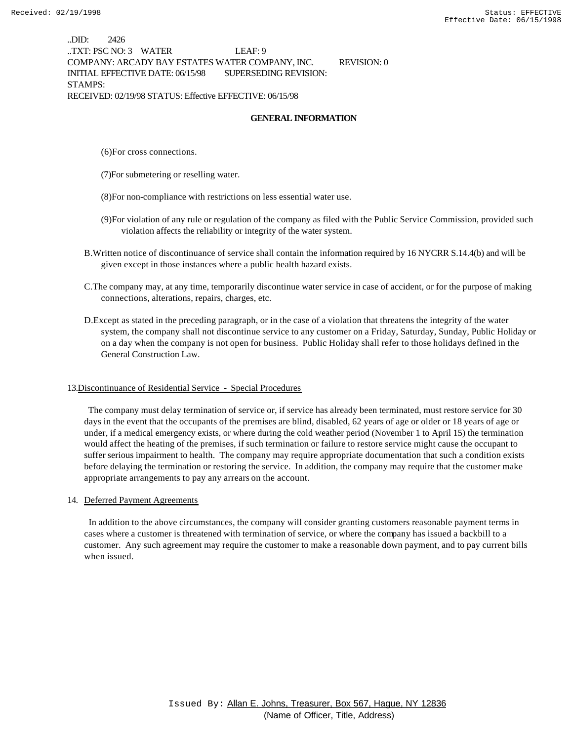..DID: 2426
..TXT: PSC NO: 3 WATER LEAF: 9
COMPANY: ARCADY BAY ESTATES WATER COMPANY, INC. REVISION: 0
INITIAL EFFECTIVE DATE: 06/15/98 SUPERSEDING REVISION:
STAMPS:
RECEIVED: 02/19/98 STATUS: Effective EFFECTIVE: 06/15/98

**GENERAL INFORMATION**

(6) For cross connections.

(7) For submetering or reselling water.

(8) For non-compliance with restrictions on less essential water use.

(9) For violation of any rule or regulation of the company as filed with the Public Service Commission, provided such violation affects the reliability or integrity of the water system.

B. Written notice of discontinuance of service shall contain the information required by 16 NYCRR S.14.4(b) and will be given except in those instances where a public health hazard exists.

C. The company may, at any time, temporarily discontinue water service in case of accident, or for the purpose of making connections, alterations, repairs, charges, etc.

D. Except as stated in the preceding paragraph, or in the case of a violation that threatens the integrity of the water system, the company shall not discontinue service to any customer on a Friday, Saturday, Sunday, Public Holiday or on a day when the company is not open for business. Public Holiday shall refer to those holidays defined in the General Construction Law.

13. Discontinuance of Residential Service - Special Procedures

The company must delay termination of service or, if service has already been terminated, must restore service for 30 days in the event that the occupants of the premises are blind, disabled, 62 years of age or older or 18 years of age or under, if a medical emergency exists, or where during the cold weather period (November 1 to April 15) the termination would affect the heating of the premises, if such termination or failure to restore service might cause the occupant to suffer serious impairment to health. The company may require appropriate documentation that such a condition exists before delaying the termination or restoring the service. In addition, the company may require that the customer make appropriate arrangements to pay any arrears on the account.

14. Deferred Payment Agreements

In addition to the above circumstances, the company will consider granting customers reasonable payment terms in cases where a customer is threatened with termination of service, or where the company has issued a backbill to a customer. Any such agreement may require the customer to make a reasonable down payment, and to pay current bills when issued.

Issued By: Allan E. Johns, Treasurer, Box 567, Hague, NY 12836
(Name of Officer, Title, Address)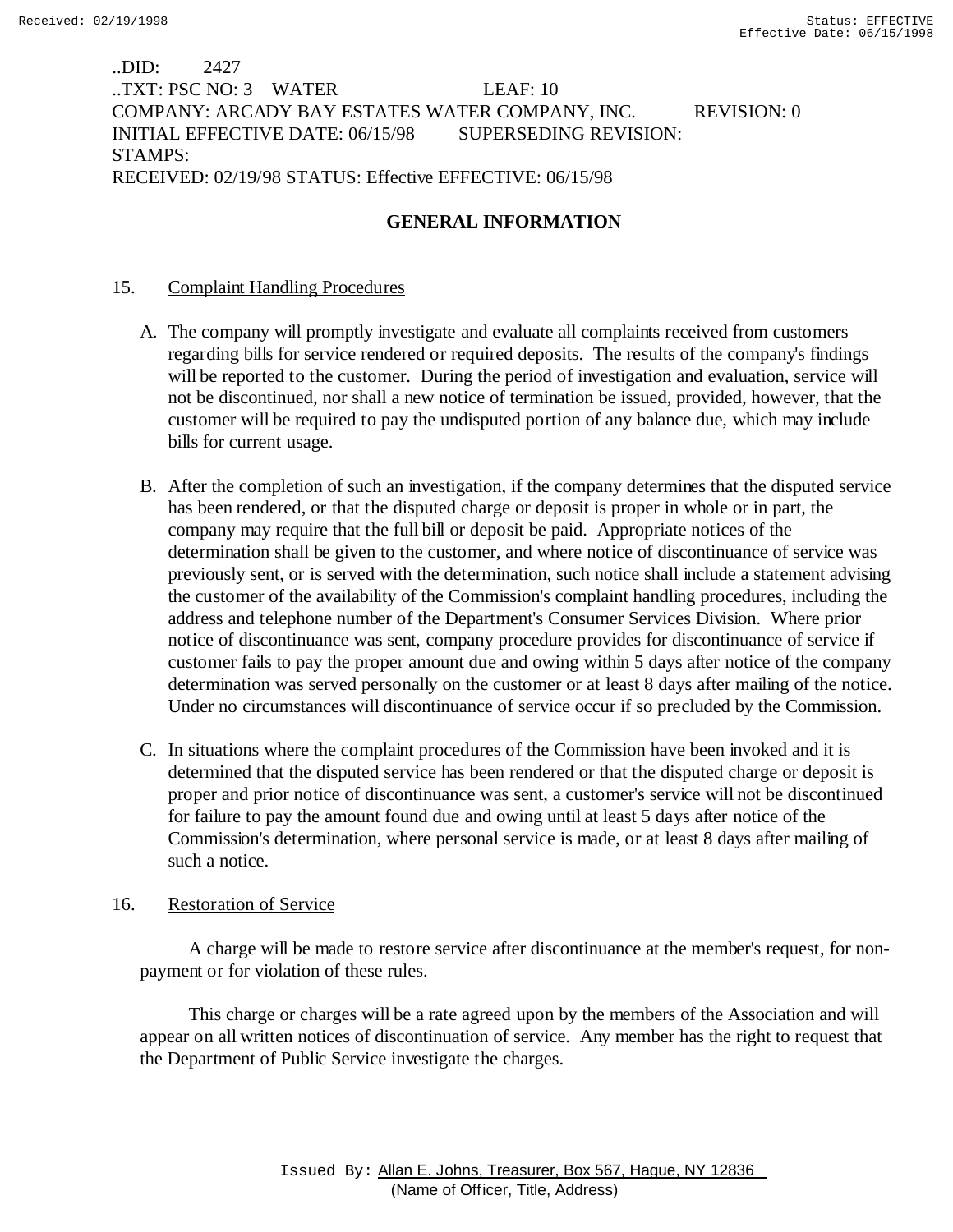..DID: 2427
..TXT: PSC NO: 3 WATER LEAF: 10
COMPANY: ARCADY BAY ESTATES WATER COMPANY, INC. REVISION: 0
INITIAL EFFECTIVE DATE: 06/15/98 SUPERSEDING REVISION:
STAMPS:
RECEIVED: 02/19/98 STATUS: Effective EFFECTIVE: 06/15/98

## GENERAL INFORMATION

15. Complaint Handling Procedures

A. The company will promptly investigate and evaluate all complaints received from customers regarding bills for service rendered or required deposits. The results of the company's findings will be reported to the customer. During the period of investigation and evaluation, service will not be discontinued, nor shall a new notice of termination be issued, provided, however, that the customer will be required to pay the undisputed portion of any balance due, which may include bills for current usage.

B. After the completion of such an investigation, if the company determines that the disputed service has been rendered, or that the disputed charge or deposit is proper in whole or in part, the company may require that the full bill or deposit be paid. Appropriate notices of the determination shall be given to the customer, and where notice of discontinuance of service was previously sent, or is served with the determination, such notice shall include a statement advising the customer of the availability of the Commission's complaint handling procedures, including the address and telephone number of the Department's Consumer Services Division. Where prior notice of discontinuance was sent, company procedure provides for discontinuance of service if customer fails to pay the proper amount due and owing within 5 days after notice of the company determination was served personally on the customer or at least 8 days after mailing of the notice. Under no circumstances will discontinuance of service occur if so precluded by the Commission.

C. In situations where the complaint procedures of the Commission have been invoked and it is determined that the disputed service has been rendered or that the disputed charge or deposit is proper and prior notice of discontinuance was sent, a customer's service will not be discontinued for failure to pay the amount found due and owing until at least 5 days after notice of the Commission's determination, where personal service is made, or at least 8 days after mailing of such a notice.

16. Restoration of Service

A charge will be made to restore service after discontinuance at the member's request, for non-payment or for violation of these rules.

This charge or charges will be a rate agreed upon by the members of the Association and will appear on all written notices of discontinuation of service. Any member has the right to request that the Department of Public Service investigate the charges.

Issued By: Allan E. Johns, Treasurer, Box 567, Hague, NY 12836
(Name of Officer, Title, Address)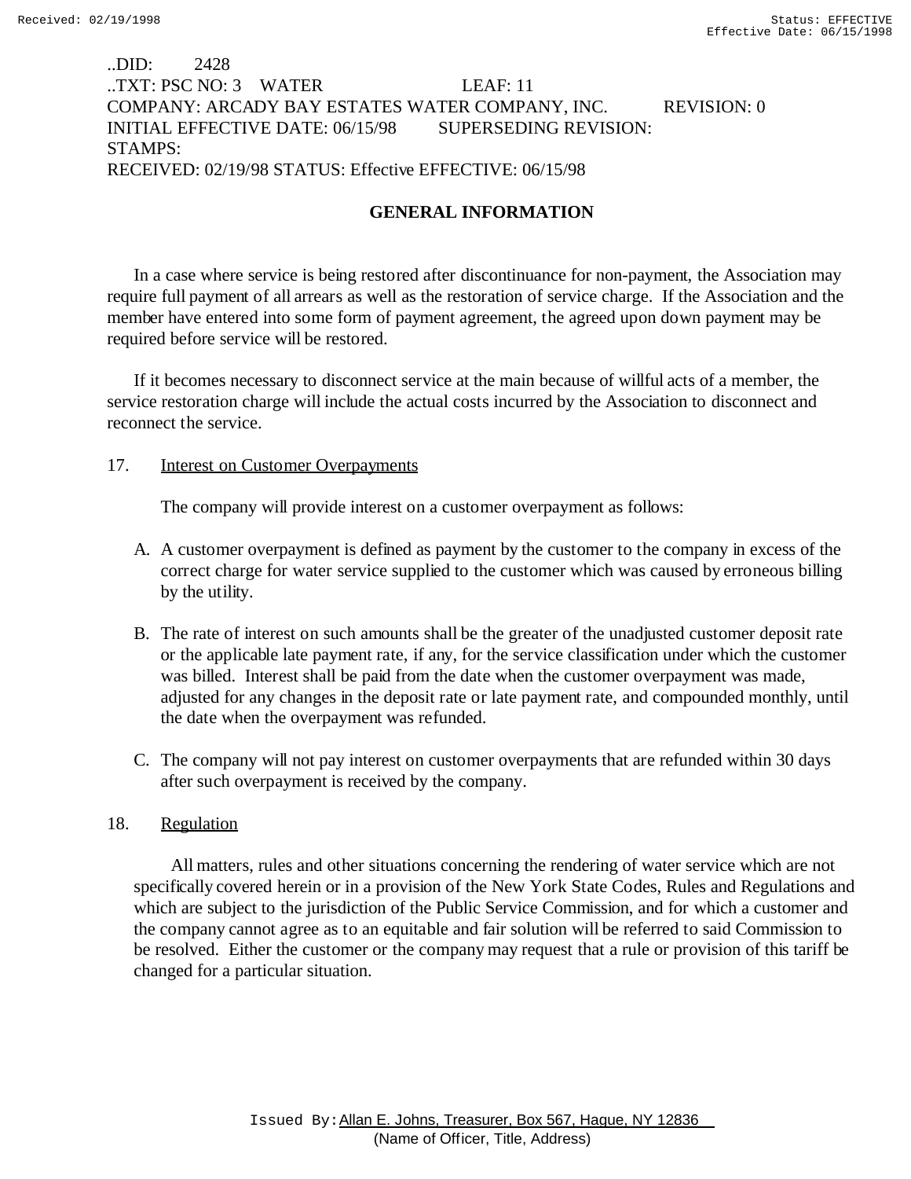..DID: 2428
..TXT: PSC NO: 3 WATER LEAF: 11
COMPANY: ARCADY BAY ESTATES WATER COMPANY, INC. REVISION: 0
INITIAL EFFECTIVE DATE: 06/15/98 SUPERSEDING REVISION:
STAMPS:
RECEIVED: 02/19/98 STATUS: Effective EFFECTIVE: 06/15/98

## GENERAL INFORMATION

In a case where service is being restored after discontinuance for non-payment, the Association may require full payment of all arrears as well as the restoration of service charge. If the Association and the member have entered into some form of payment agreement, the agreed upon down payment may be required before service will be restored.

If it becomes necessary to disconnect service at the main because of willful acts of a member, the service restoration charge will include the actual costs incurred by the Association to disconnect and reconnect the service.

17. Interest on Customer Overpayments

The company will provide interest on a customer overpayment as follows:

A. A customer overpayment is defined as payment by the customer to the company in excess of the correct charge for water service supplied to the customer which was caused by erroneous billing by the utility.

B. The rate of interest on such amounts shall be the greater of the unadjusted customer deposit rate or the applicable late payment rate, if any, for the service classification under which the customer was billed. Interest shall be paid from the date when the customer overpayment was made, adjusted for any changes in the deposit rate or late payment rate, and compounded monthly, until the date when the overpayment was refunded.

C. The company will not pay interest on customer overpayments that are refunded within 30 days after such overpayment is received by the company.

18. Regulation

All matters, rules and other situations concerning the rendering of water service which are not specifically covered herein or in a provision of the New York State Codes, Rules and Regulations and which are subject to the jurisdiction of the Public Service Commission, and for which a customer and the company cannot agree as to an equitable and fair solution will be referred to said Commission to be resolved. Either the customer or the company may request that a rule or provision of this tariff be changed for a particular situation.

Issued By: Allan E. Johns, Treasurer, Box 567, Hague, NY 12836
(Name of Officer, Title, Address)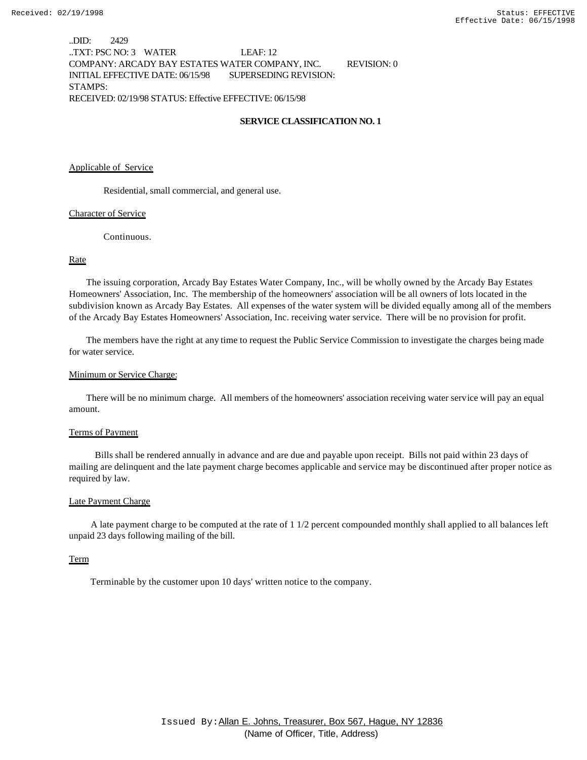..DID: 2429
..TXT: PSC NO: 3 WATER LEAF: 12
COMPANY: ARCADY BAY ESTATES WATER COMPANY, INC. REVISION: 0
INITIAL EFFECTIVE DATE: 06/15/98 SUPERSEDING REVISION:
STAMPS:
RECEIVED: 02/19/98 STATUS: Effective EFFECTIVE: 06/15/98

**SERVICE CLASSIFICATION NO. 1**

Applicable of Service

Residential, small commercial, and general use.

Character of Service

Continuous.

Rate

The issuing corporation, Arcady Bay Estates Water Company, Inc., will be wholly owned by the Arcady Bay Estates Homeowners' Association, Inc. The membership of the homeowners' association will be all owners of lots located in the subdivision known as Arcady Bay Estates. All expenses of the water system will be divided equally among all of the members of the Arcady Bay Estates Homeowners' Association, Inc. receiving water service. There will be no provision for profit.

The members have the right at any time to request the Public Service Commission to investigate the charges being made for water service.

Minimum or Service Charge:

There will be no minimum charge. All members of the homeowners' association receiving water service will pay an equal amount.

Terms of Payment

Bills shall be rendered annually in advance and are due and payable upon receipt. Bills not paid within 23 days of mailing are delinquent and the late payment charge becomes applicable and service may be discontinued after proper notice as required by law.

Late Payment Charge

A late payment charge to be computed at the rate of 1 1/2 percent compounded monthly shall applied to all balances left unpaid 23 days following mailing of the bill.

Term

Terminable by the customer upon 10 days' written notice to the company.

Issued By: Allan E. Johns, Treasurer, Box 567, Hague, NY 12836
(Name of Officer, Title, Address)